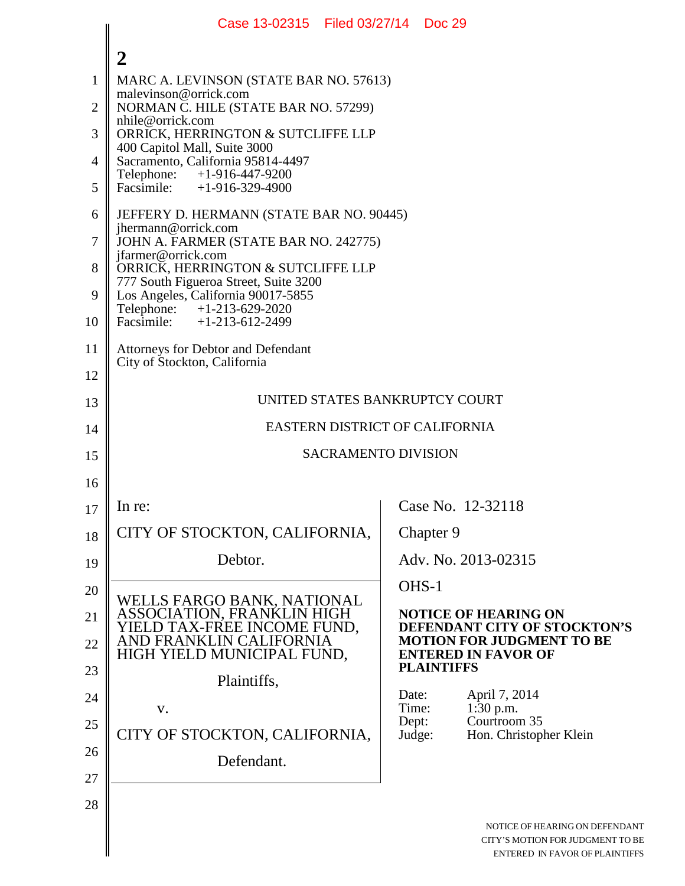2

MARC A. LEVINSON (STATE BAR NO. 57613)
malevinson@orrick.com
NORMAN C. HILE (STATE BAR NO. 57299)
nhile@orrick.com
ORRICK, HERRINGTON & SUTCLIFFE LLP
400 Capitol Mall, Suite 3000
Sacramento, California 95814-4497
Telephone: +1-916-447-9200
Facsimile: +1-916-329-4900

JEFFERY D. HERMANN (STATE BAR NO. 90445)
jhermann@orrick.com
JOHN A. FARMER (STATE BAR NO. 242775)
jfarmer@orrick.com
ORRICK, HERRINGTON & SUTCLIFFE LLP
777 South Figueroa Street, Suite 3200
Los Angeles, California 90017-5855
Telephone: +1-213-629-2020
Facsimile: +1-213-612-2499

Attorneys for Debtor and Defendant
City of Stockton, California

UNITED STATES BANKRUPTCY COURT

EASTERN DISTRICT OF CALIFORNIA

SACRAMENTO DIVISION

| | |
|---|---|
| In re:<br><br>CITY OF STOCKTON, CALIFORNIA,<br><br>Debtor. | Case No. 12-32118<br><br>Chapter 9<br><br>Adv. No. 2013-02315 |
| WELLS FARGO BANK, NATIONAL ASSOCIATION, FRANKLIN HIGH YIELD TAX-FREE INCOME FUND, AND FRANKLIN CALIFORNIA HIGH YIELD MUNICIPAL FUND,<br><br>Plaintiffs,<br><br>v.<br><br>CITY OF STOCKTON, CALIFORNIA,<br><br>Defendant. | OHS-1<br><br>**NOTICE OF HEARING ON DEFENDANT CITY OF STOCKTON'S MOTION FOR JUDGMENT TO BE ENTERED IN FAVOR OF PLAINTIFFS**<br><br>Date: April 7, 2014<br>Time: 1:30 p.m.<br>Dept: Courtroom 35<br>Judge: Hon. Christopher Klein |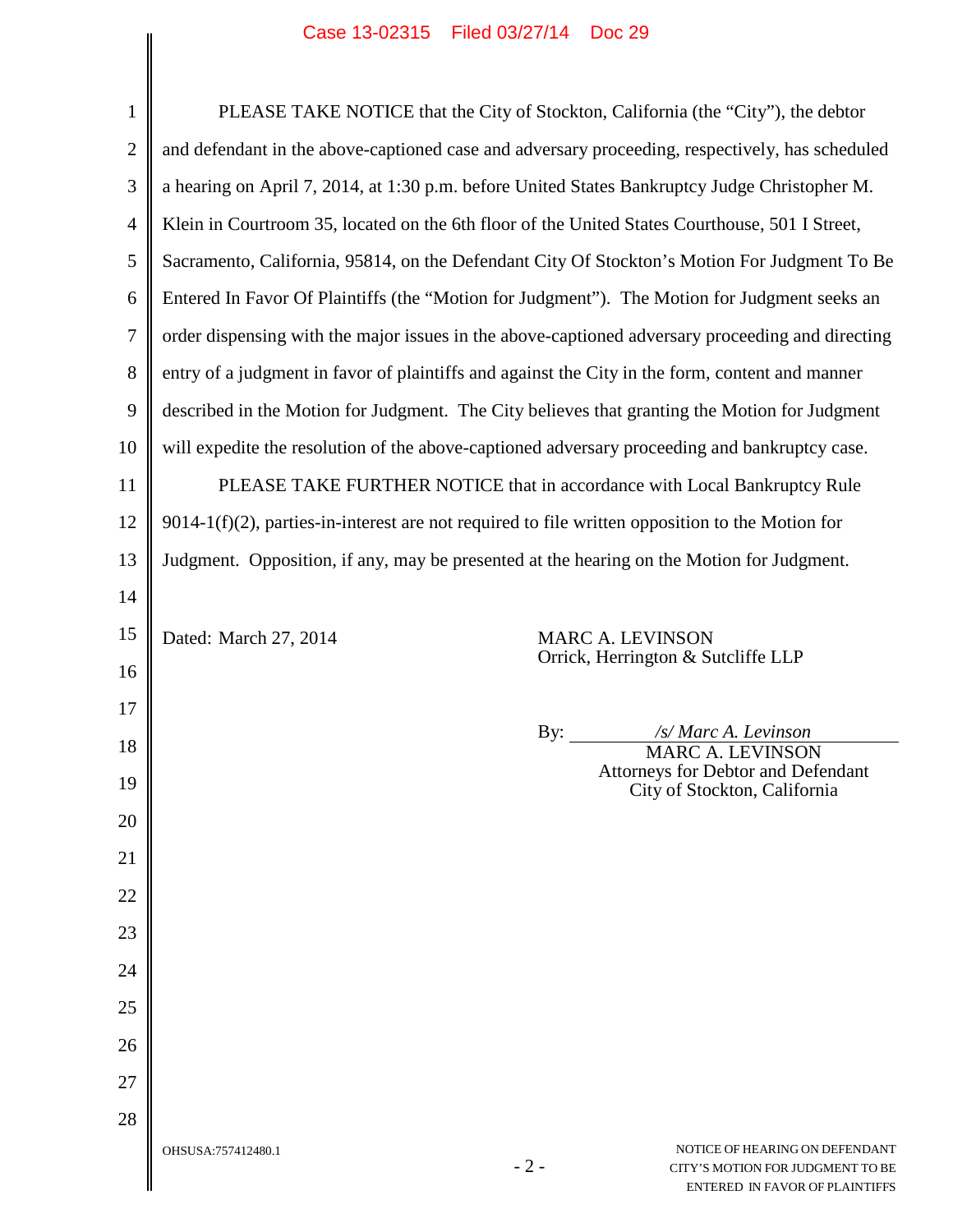PLEASE TAKE NOTICE that the City of Stockton, California (the "City"), the debtor and defendant in the above-captioned case and adversary proceeding, respectively, has scheduled a hearing on April 7, 2014, at 1:30 p.m. before United States Bankruptcy Judge Christopher M. Klein in Courtroom 35, located on the 6th floor of the United States Courthouse, 501 I Street, Sacramento, California, 95814, on the Defendant City Of Stockton's Motion For Judgment To Be Entered In Favor Of Plaintiffs (the "Motion for Judgment"). The Motion for Judgment seeks an order dispensing with the major issues in the above-captioned adversary proceeding and directing entry of a judgment in favor of plaintiffs and against the City in the form, content and manner described in the Motion for Judgment. The City believes that granting the Motion for Judgment will expedite the resolution of the above-captioned adversary proceeding and bankruptcy case.

PLEASE TAKE FURTHER NOTICE that in accordance with Local Bankruptcy Rule 9014-1(f)(2), parties-in-interest are not required to file written opposition to the Motion for Judgment. Opposition, if any, may be presented at the hearing on the Motion for Judgment.

Dated: March 27, 2014

MARC A. LEVINSON
Orrick, Herrington & Sutcliffe LLP

By: */s/ Marc A. Levinson*
MARC A. LEVINSON
Attorneys for Debtor and Defendant
City of Stockton, California